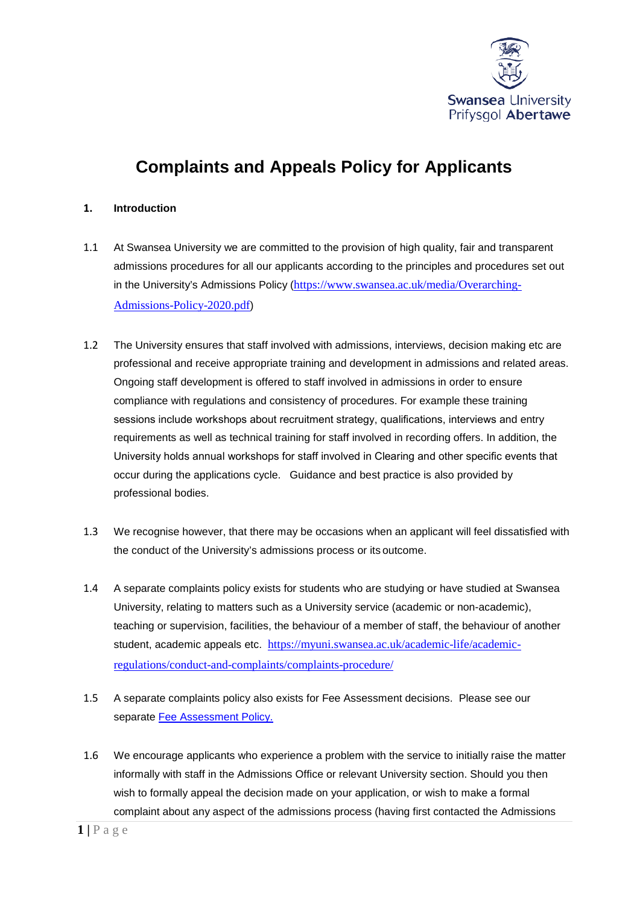# Complaints and Appeals Policy for Applicants

## 1. Introduction

1.1 At Swansea University we are committed to the provision of high quality, fair and transparent admissions procedures for all our applicants according to the principles and procedures set out in the University's Admissions Policy (https://www.swansea.ac.uk/media/Overarching-Admissions-Policy-2020.pdf)

1.2 The University ensures that staff involved with admissions, interviews, decision making etc are professional and receive appropriate training and development in admissions and related areas. Ongoing staff development is offered to staff involved in admissions in order to ensure compliance with regulations and consistency of procedures. For example these training sessions include workshops about recruitment strategy, qualifications, interviews and entry requirements as well as technical training for staff involved in recording offers. In addition, the University holds annual workshops for staff involved in Clearing and other specific events that occur during the applications cycle. Guidance and best practice is also provided by professional bodies.

1.3 We recognise however, that there may be occasions when an applicant will feel dissatisfied with the conduct of the University's admissions process or its outcome.

1.4 A separate complaints policy exists for students who are studying or have studied at Swansea University, relating to matters such as a University service (academic or non-academic), teaching or supervision, facilities, the behaviour of a member of staff, the behaviour of another student, academic appeals etc. https://myuni.swansea.ac.uk/academic-life/academic-regulations/conduct-and-complaints/complaints-procedure/

1.5 A separate complaints policy also exists for Fee Assessment decisions. Please see our separate Fee Assessment Policy.

1.6 We encourage applicants who experience a problem with the service to initially raise the matter informally with staff in the Admissions Office or relevant University section. Should you then wish to formally appeal the decision made on your application, or wish to make a formal complaint about any aspect of the admissions process (having first contacted the Admissions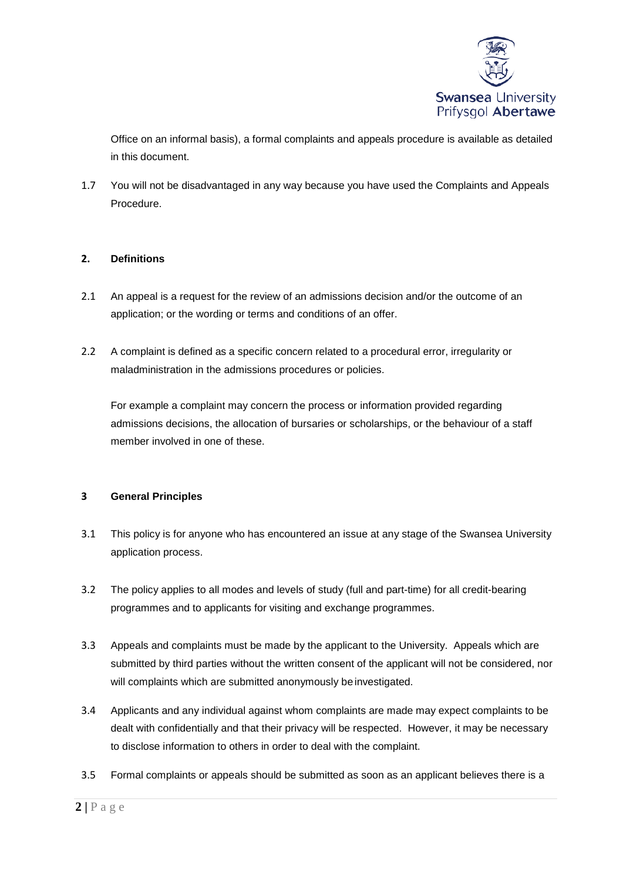Office on an informal basis), a formal complaints and appeals procedure is available as detailed in this document.

1.7 You will not be disadvantaged in any way because you have used the Complaints and Appeals Procedure.

## 2. Definitions

2.1 An appeal is a request for the review of an admissions decision and/or the outcome of an application; or the wording or terms and conditions of an offer.

2.2 A complaint is defined as a specific concern related to a procedural error, irregularity or maladministration in the admissions procedures or policies.

For example a complaint may concern the process or information provided regarding admissions decisions, the allocation of bursaries or scholarships, or the behaviour of a staff member involved in one of these.

## 3 General Principles

3.1 This policy is for anyone who has encountered an issue at any stage of the Swansea University application process.

3.2 The policy applies to all modes and levels of study (full and part-time) for all credit-bearing programmes and to applicants for visiting and exchange programmes.

3.3 Appeals and complaints must be made by the applicant to the University. Appeals which are submitted by third parties without the written consent of the applicant will not be considered, nor will complaints which are submitted anonymously be investigated.

3.4 Applicants and any individual against whom complaints are made may expect complaints to be dealt with confidentially and that their privacy will be respected. However, it may be necessary to disclose information to others in order to deal with the complaint.

3.5 Formal complaints or appeals should be submitted as soon as an applicant believes there is a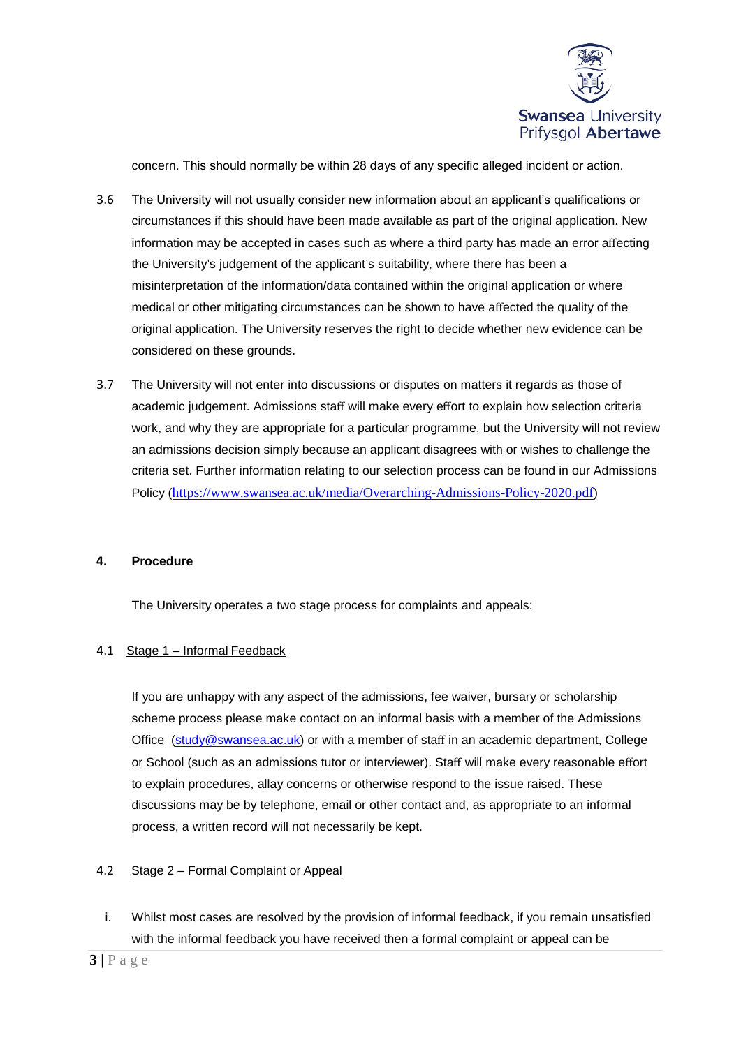concern. This should normally be within 28 days of any specific alleged incident or action.

3.6 The University will not usually consider new information about an applicant's qualifications or circumstances if this should have been made available as part of the original application. New information may be accepted in cases such as where a third party has made an error affecting the University's judgement of the applicant's suitability, where there has been a misinterpretation of the information/data contained within the original application or where medical or other mitigating circumstances can be shown to have affected the quality of the original application. The University reserves the right to decide whether new evidence can be considered on these grounds.

3.7 The University will not enter into discussions or disputes on matters it regards as those of academic judgement. Admissions staff will make every effort to explain how selection criteria work, and why they are appropriate for a particular programme, but the University will not review an admissions decision simply because an applicant disagrees with or wishes to challenge the criteria set. Further information relating to our selection process can be found in our Admissions Policy (https://www.swansea.ac.uk/media/Overarching-Admissions-Policy-2020.pdf)

## 4. Procedure

The University operates a two stage process for complaints and appeals:

### 4.1 Stage 1 – Informal Feedback

If you are unhappy with any aspect of the admissions, fee waiver, bursary or scholarship scheme process please make contact on an informal basis with a member of the Admissions Office (study@swansea.ac.uk) or with a member of staff in an academic department, College or School (such as an admissions tutor or interviewer). Staff will make every reasonable effort to explain procedures, allay concerns or otherwise respond to the issue raised. These discussions may be by telephone, email or other contact and, as appropriate to an informal process, a written record will not necessarily be kept.

### 4.2 Stage 2 – Formal Complaint or Appeal

i. Whilst most cases are resolved by the provision of informal feedback, if you remain unsatisfied with the informal feedback you have received then a formal complaint or appeal can be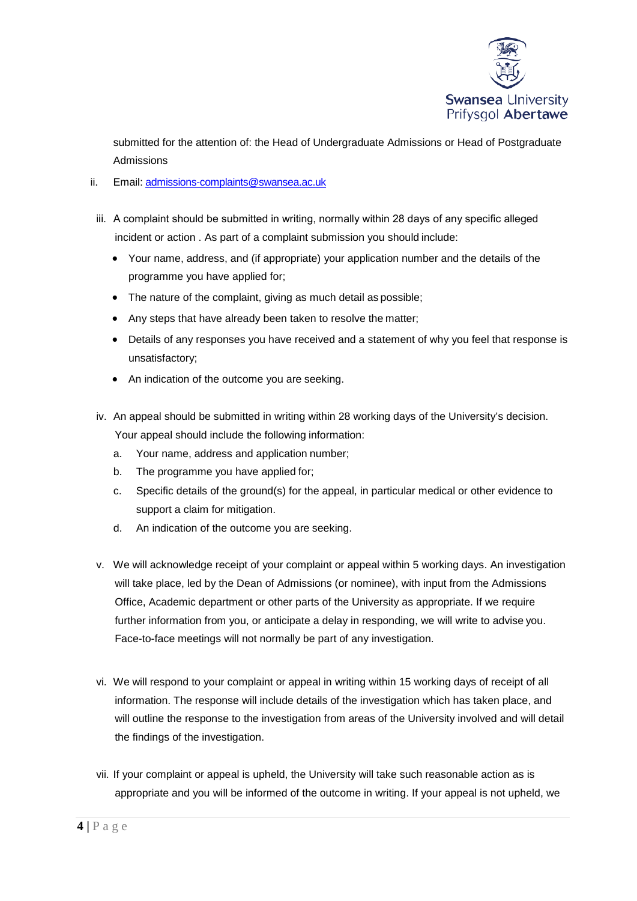submitted for the attention of: the Head of Undergraduate Admissions or Head of Postgraduate Admissions

ii. Email: admissions-complaints@swansea.ac.uk

iii. A complaint should be submitted in writing, normally within 28 days of any specific alleged incident or action . As part of a complaint submission you should include:

- Your name, address, and (if appropriate) your application number and the details of the programme you have applied for;
- The nature of the complaint, giving as much detail as possible;
- Any steps that have already been taken to resolve the matter;
- Details of any responses you have received and a statement of why you feel that response is unsatisfactory;
- An indication of the outcome you are seeking.

iv. An appeal should be submitted in writing within 28 working days of the University's decision. Your appeal should include the following information:

a. Your name, address and application number;
b. The programme you have applied for;
c. Specific details of the ground(s) for the appeal, in particular medical or other evidence to support a claim for mitigation.
d. An indication of the outcome you are seeking.

v. We will acknowledge receipt of your complaint or appeal within 5 working days. An investigation will take place, led by the Dean of Admissions (or nominee), with input from the Admissions Office, Academic department or other parts of the University as appropriate. If we require further information from you, or anticipate a delay in responding, we will write to advise you. Face-to-face meetings will not normally be part of any investigation.

vi. We will respond to your complaint or appeal in writing within 15 working days of receipt of all information. The response will include details of the investigation which has taken place, and will outline the response to the investigation from areas of the University involved and will detail the findings of the investigation.

vii. If your complaint or appeal is upheld, the University will take such reasonable action as is appropriate and you will be informed of the outcome in writing. If your appeal is not upheld, we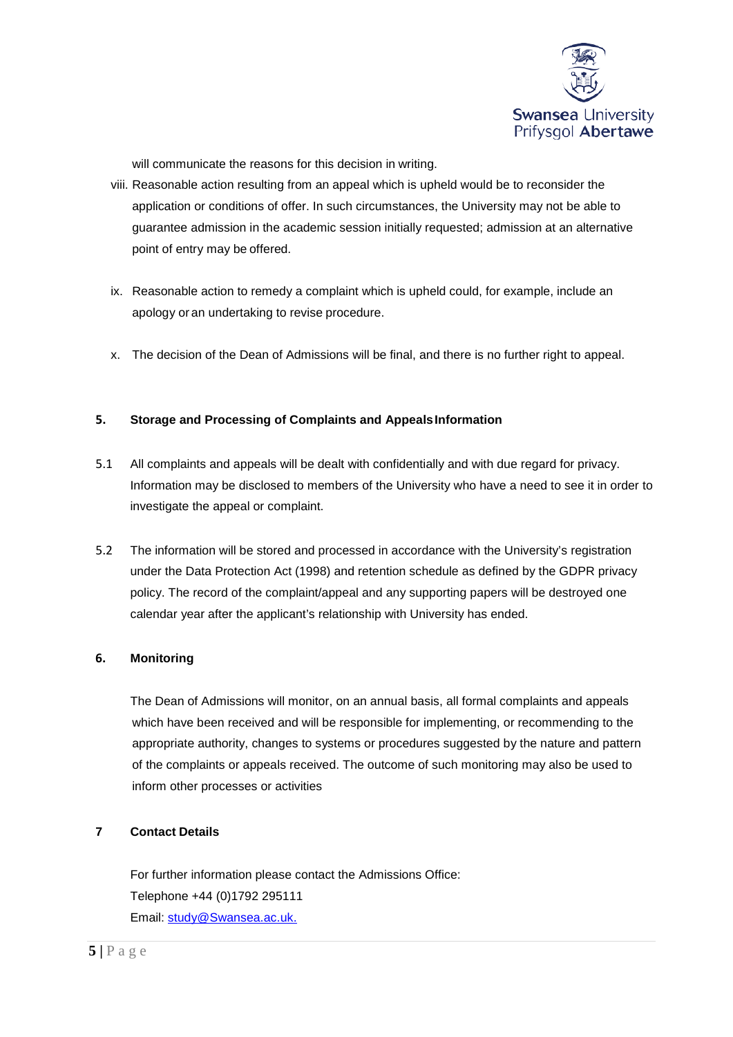will communicate the reasons for this decision in writing.

viii. Reasonable action resulting from an appeal which is upheld would be to reconsider the application or conditions of offer. In such circumstances, the University may not be able to guarantee admission in the academic session initially requested; admission at an alternative point of entry may be offered.

ix. Reasonable action to remedy a complaint which is upheld could, for example, include an apology or an undertaking to revise procedure.

x. The decision of the Dean of Admissions will be final, and there is no further right to appeal.

## 5. Storage and Processing of Complaints and Appeals Information

5.1 All complaints and appeals will be dealt with confidentially and with due regard for privacy. Information may be disclosed to members of the University who have a need to see it in order to investigate the appeal or complaint.

5.2 The information will be stored and processed in accordance with the University's registration under the Data Protection Act (1998) and retention schedule as defined by the GDPR privacy policy. The record of the complaint/appeal and any supporting papers will be destroyed one calendar year after the applicant's relationship with University has ended.

## 6. Monitoring

The Dean of Admissions will monitor, on an annual basis, all formal complaints and appeals which have been received and will be responsible for implementing, or recommending to the appropriate authority, changes to systems or procedures suggested by the nature and pattern of the complaints or appeals received. The outcome of such monitoring may also be used to inform other processes or activities

## 7 Contact Details

For further information please contact the Admissions Office:
Telephone +44 (0)1792 295111
Email: study@Swansea.ac.uk.